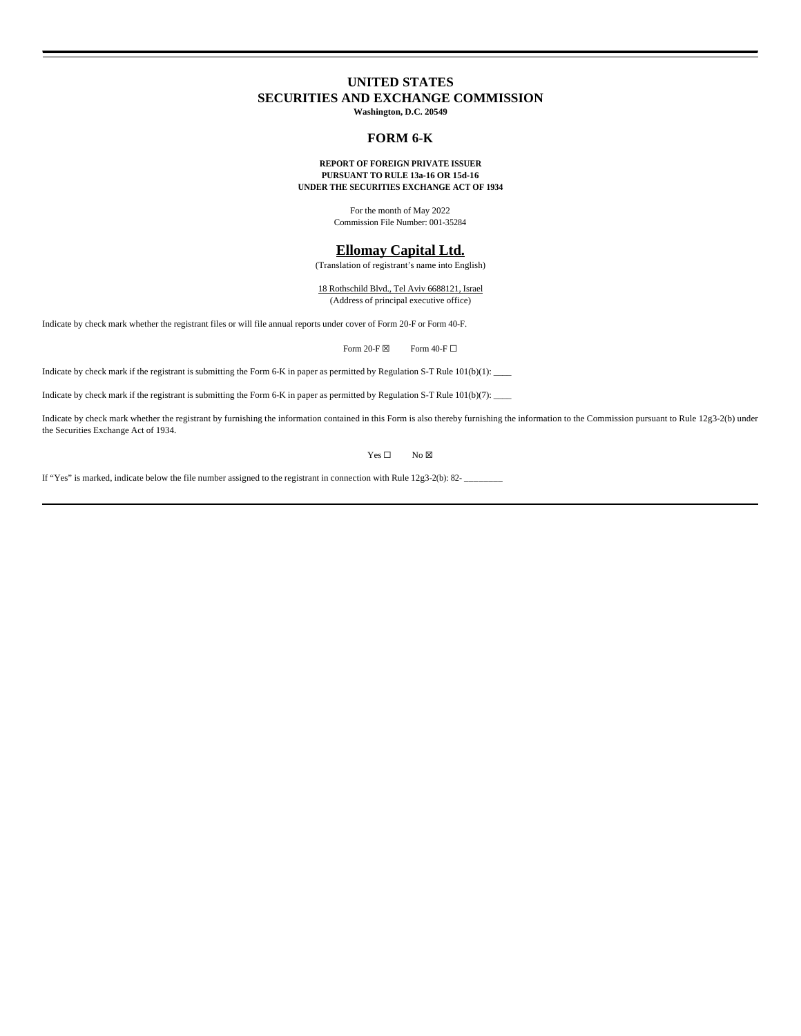# UNITED STATES
# SECURITIES AND EXCHANGE COMMISSION

**Washington, D.C. 20549**

## FORM 6-K

**REPORT OF FOREIGN PRIVATE ISSUER**
**PURSUANT TO RULE 13a-16 OR 15d-16**
**UNDER THE SECURITIES EXCHANGE ACT OF 1934**

For the month of May 2022
Commission File Number: 001-35284

## Ellomay Capital Ltd.

(Translation of registrant's name into English)

18 Rothschild Blvd., Tel Aviv 6688121, Israel
(Address of principal executive office)

Indicate by check mark whether the registrant files or will file annual reports under cover of Form 20-F or Form 40-F.

Form 20-F ☒    Form 40-F ☐

Indicate by check mark if the registrant is submitting the Form 6-K in paper as permitted by Regulation S-T Rule 101(b)(1): ____

Indicate by check mark if the registrant is submitting the Form 6-K in paper as permitted by Regulation S-T Rule 101(b)(7): ____

Indicate by check mark whether the registrant by furnishing the information contained in this Form is also thereby furnishing the information to the Commission pursuant to Rule 12g3-2(b) under the Securities Exchange Act of 1934.

Yes ☐    No ☒

If "Yes" is marked, indicate below the file number assigned to the registrant in connection with Rule 12g3-2(b): 82- ________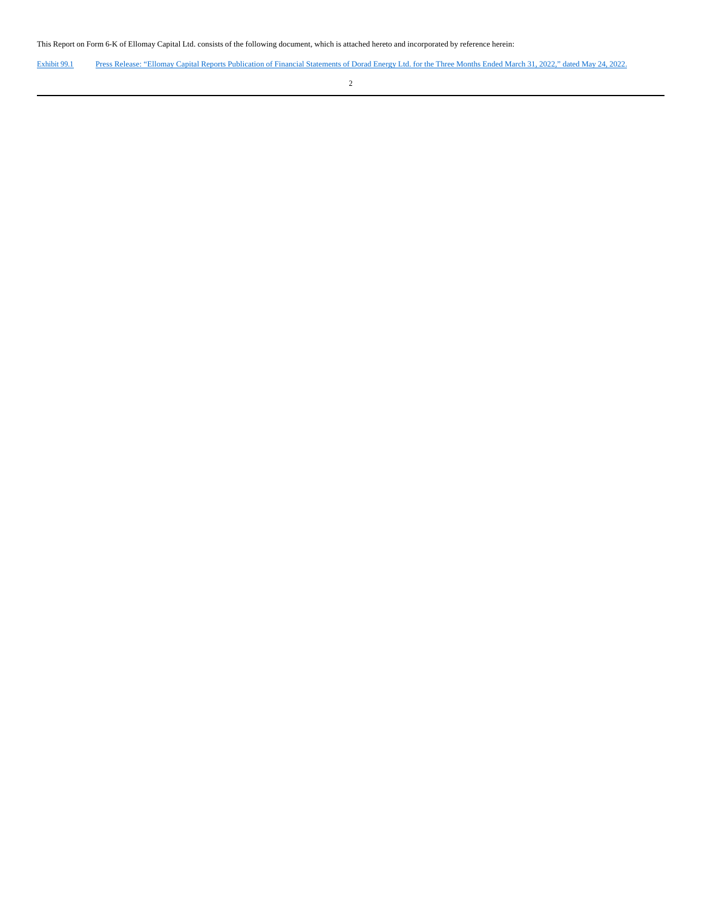This Report on Form 6-K of Ellomay Capital Ltd. consists of the following document, which is attached hereto and incorporated by reference herein:

| | |
|---|---|
| Exhibit 99.1 | Press Release: "Ellomay Capital Reports Publication of Financial Statements of Dorad Energy Ltd. for the Three Months Ended March 31, 2022," dated May 24, 2022. |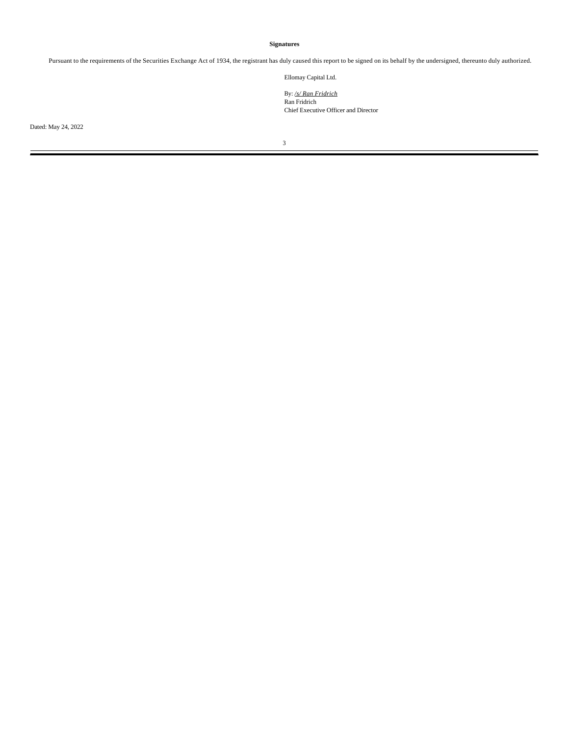**Signatures**

Pursuant to the requirements of the Securities Exchange Act of 1934, the registrant has duly caused this report to be signed on its behalf by the undersigned, thereunto duly authorized.

Ellomay Capital Ltd.

By: */s/ Ran Fridrich*
Ran Fridrich
Chief Executive Officer and Director

Dated: May 24, 2022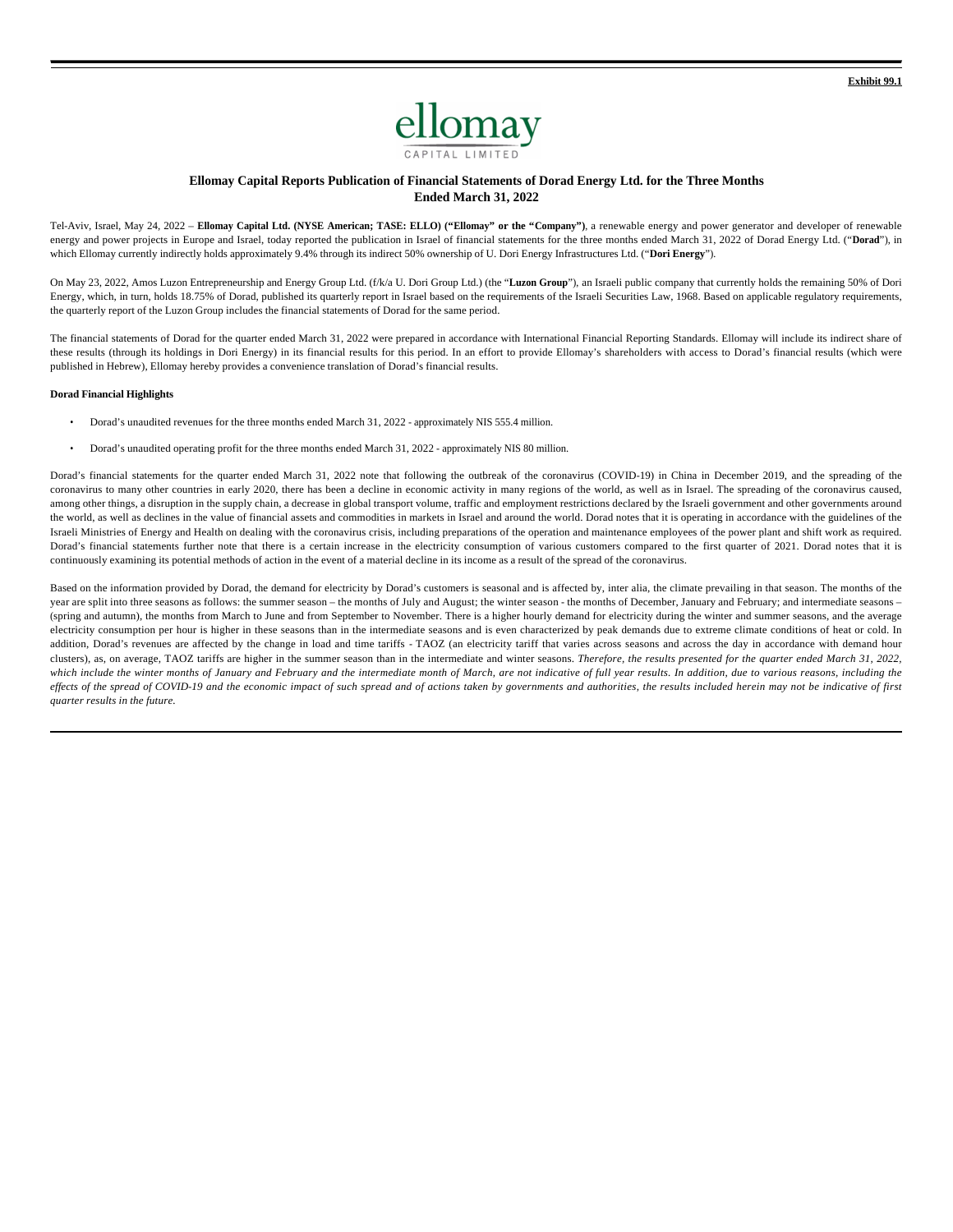**Exhibit 99.1**

ellomay

CAPITAL LIMITED

## Ellomay Capital Reports Publication of Financial Statements of Dorad Energy Ltd. for the Three Months Ended March 31, 2022

Tel-Aviv, Israel, May 24, 2022 – **Ellomay Capital Ltd. (NYSE American; TASE: ELLO) ("Ellomay" or the "Company")**, a renewable energy and power generator and developer of renewable energy and power projects in Europe and Israel, today reported the publication in Israel of financial statements for the three months ended March 31, 2022 of Dorad Energy Ltd. ("**Dorad**"), in which Ellomay currently indirectly holds approximately 9.4% through its indirect 50% ownership of U. Dori Energy Infrastructures Ltd. ("**Dori Energy**").

On May 23, 2022, Amos Luzon Entrepreneurship and Energy Group Ltd. (f/k/a U. Dori Group Ltd.) (the "**Luzon Group**"), an Israeli public company that currently holds the remaining 50% of Dori Energy, which, in turn, holds 18.75% of Dorad, published its quarterly report in Israel based on the requirements of the Israeli Securities Law, 1968. Based on applicable regulatory requirements, the quarterly report of the Luzon Group includes the financial statements of Dorad for the same period.

The financial statements of Dorad for the quarter ended March 31, 2022 were prepared in accordance with International Financial Reporting Standards. Ellomay will include its indirect share of these results (through its holdings in Dori Energy) in its financial results for this period. In an effort to provide Ellomay's shareholders with access to Dorad's financial results (which were published in Hebrew), Ellomay hereby provides a convenience translation of Dorad's financial results.

**Dorad Financial Highlights**

- Dorad's unaudited revenues for the three months ended March 31, 2022 - approximately NIS 555.4 million.
- Dorad's unaudited operating profit for the three months ended March 31, 2022 - approximately NIS 80 million.

Dorad's financial statements for the quarter ended March 31, 2022 note that following the outbreak of the coronavirus (COVID-19) in China in December 2019, and the spreading of the coronavirus to many other countries in early 2020, there has been a decline in economic activity in many regions of the world, as well as in Israel. The spreading of the coronavirus caused, among other things, a disruption in the supply chain, a decrease in global transport volume, traffic and employment restrictions declared by the Israeli government and other governments around the world, as well as declines in the value of financial assets and commodities in markets in Israel and around the world. Dorad notes that it is operating in accordance with the guidelines of the Israeli Ministries of Energy and Health on dealing with the coronavirus crisis, including preparations of the operation and maintenance employees of the power plant and shift work as required. Dorad's financial statements further note that there is a certain increase in the electricity consumption of various customers compared to the first quarter of 2021. Dorad notes that it is continuously examining its potential methods of action in the event of a material decline in its income as a result of the spread of the coronavirus.

Based on the information provided by Dorad, the demand for electricity by Dorad's customers is seasonal and is affected by, inter alia, the climate prevailing in that season. The months of the year are split into three seasons as follows: the summer season – the months of July and August; the winter season - the months of December, January and February; and intermediate seasons – (spring and autumn), the months from March to June and from September to November. There is a higher hourly demand for electricity during the winter and summer seasons, and the average electricity consumption per hour is higher in these seasons than in the intermediate seasons and is even characterized by peak demands due to extreme climate conditions of heat or cold. In addition, Dorad's revenues are affected by the change in load and time tariffs - TAOZ (an electricity tariff that varies across seasons and across the day in accordance with demand hour clusters), as, on average, TAOZ tariffs are higher in the summer season than in the intermediate and winter seasons. *Therefore, the results presented for the quarter ended March 31, 2022, which include the winter months of January and February and the intermediate month of March, are not indicative of full year results. In addition, due to various reasons, including the effects of the spread of COVID-19 and the economic impact of such spread and of actions taken by governments and authorities, the results included herein may not be indicative of first quarter results in the future.*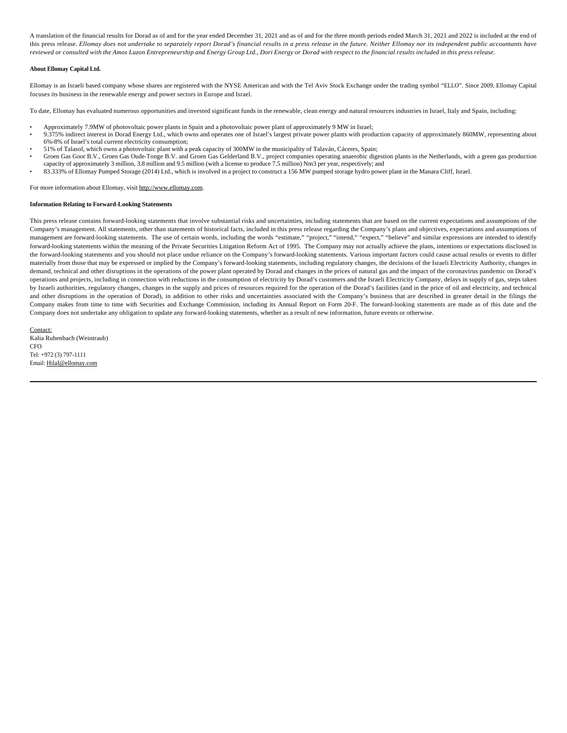A translation of the financial results for Dorad as of and for the year ended December 31, 2021 and as of and for the three month periods ended March 31, 2021 and 2022 is included at the end of this press release. *Ellomay does not undertake to separately report Dorad's financial results in a press release in the future. Neither Ellomay nor its independent public accountants have reviewed or consulted with the Amos Luzon Entrepreneurship and Energy Group Ltd., Dori Energy or Dorad with respect to the financial results included in this press release.*

**About Ellomay Capital Ltd.**

Ellomay is an Israeli based company whose shares are registered with the NYSE American and with the Tel Aviv Stock Exchange under the trading symbol "ELLO". Since 2009, Ellomay Capital focuses its business in the renewable energy and power sectors in Europe and Israel.

To date, Ellomay has evaluated numerous opportunities and invested significant funds in the renewable, clean energy and natural resources industries in Israel, Italy and Spain, including:

- Approximately 7.9MW of photovoltaic power plants in Spain and a photovoltaic power plant of approximately 9 MW in Israel;
- 9.375% indirect interest in Dorad Energy Ltd., which owns and operates one of Israel's largest private power plants with production capacity of approximately 860MW, representing about 6%-8% of Israel's total current electricity consumption;
- 51% of Talasol, which owns a photovoltaic plant with a peak capacity of 300MW in the municipality of Talaván, Cáceres, Spain;
- Groen Gas Goor B.V., Groen Gas Oude-Tonge B.V. and Groen Gas Gelderland B.V., project companies operating anaerobic digestion plants in the Netherlands, with a green gas production capacity of approximately 3 million, 3.8 million and 9.5 million (with a license to produce 7.5 million) Nm3 per year, respectively; and
- 83.333% of Ellomay Pumped Storage (2014) Ltd., which is involved in a project to construct a 156 MW pumped storage hydro power plant in the Manara Cliff, Israel.

For more information about Ellomay, visit http://www.ellomay.com.

**Information Relating to Forward-Looking Statements**

This press release contains forward-looking statements that involve substantial risks and uncertainties, including statements that are based on the current expectations and assumptions of the Company's management. All statements, other than statements of historical facts, included in this press release regarding the Company's plans and objectives, expectations and assumptions of management are forward-looking statements. The use of certain words, including the words "estimate," "project," "intend," "expect," "believe" and similar expressions are intended to identify forward-looking statements within the meaning of the Private Securities Litigation Reform Act of 1995. The Company may not actually achieve the plans, intentions or expectations disclosed in the forward-looking statements and you should not place undue reliance on the Company's forward-looking statements. Various important factors could cause actual results or events to differ materially from those that may be expressed or implied by the Company's forward-looking statements, including regulatory changes, the decisions of the Israeli Electricity Authority, changes in demand, technical and other disruptions in the operations of the power plant operated by Dorad and changes in the prices of natural gas and the impact of the coronavirus pandemic on Dorad's operations and projects, including in connection with reductions in the consumption of electricity by Dorad's customers and the Israeli Electricity Company, delays in supply of gas, steps taken by Israeli authorities, regulatory changes, changes in the supply and prices of resources required for the operation of the Dorad's facilities (and in the price of oil and electricity, and technical and other disruptions in the operation of Dorad), in addition to other risks and uncertainties associated with the Company's business that are described in greater detail in the filings the Company makes from time to time with Securities and Exchange Commission, including its Annual Report on Form 20-F. The forward-looking statements are made as of this date and the Company does not undertake any obligation to update any forward-looking statements, whether as a result of new information, future events or otherwise.

Contact:
Kalia Rubenbach (Weintraub)
CFO
Tel: +972 (3) 797-1111
Email: HilaI@ellomay.com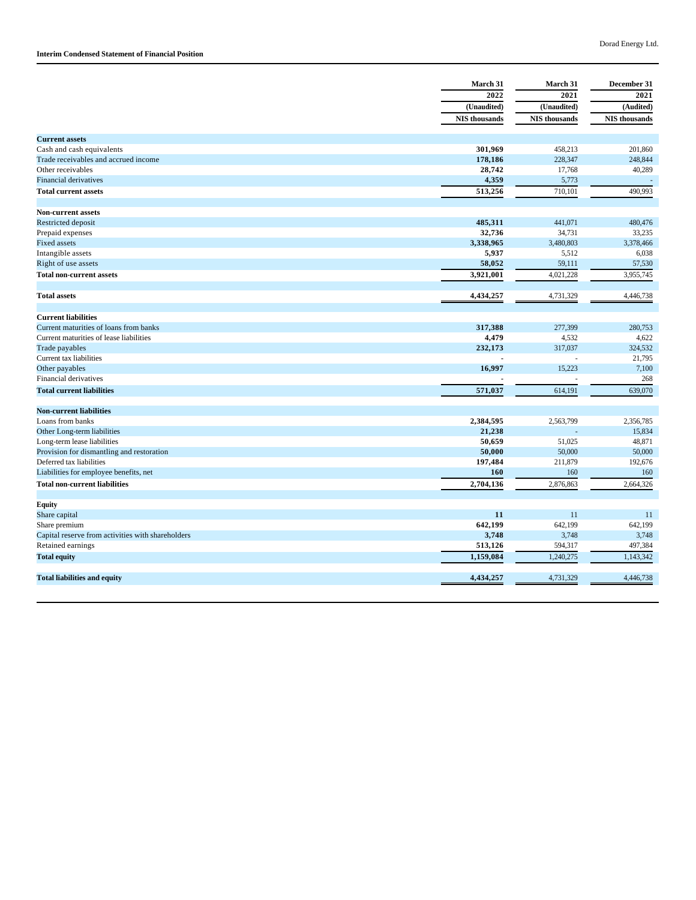## Interim Condensed Statement of Financial Position

| | March 31 2022 (Unaudited) NIS thousands | March 31 2021 (Unaudited) NIS thousands | December 31 2021 (Audited) NIS thousands |
|---|---|---|---|
| **Current assets** | | | |
| Cash and cash equivalents | **301,969** | 458,213 | 201,860 |
| Trade receivables and accrued income | **178,186** | 228,347 | 248,844 |
| Other receivables | **28,742** | 17,768 | 40,289 |
| Financial derivatives | **4,359** | 5,773 | - |
| **Total current assets** | **513,256** | 710,101 | 490,993 |
| **Non-current assets** | | | |
| Restricted deposit | **485,311** | 441,071 | 480,476 |
| Prepaid expenses | **32,736** | 34,731 | 33,235 |
| Fixed assets | **3,338,965** | 3,480,803 | 3,378,466 |
| Intangible assets | **5,937** | 5,512 | 6,038 |
| Right of use assets | **58,052** | 59,111 | 57,530 |
| **Total non-current assets** | **3,921,001** | 4,021,228 | 3,955,745 |
| **Total assets** | **4,434,257** | 4,731,329 | 4,446,738 |
| **Current liabilities** | | | |
| Current maturities of loans from banks | **317,388** | 277,399 | 280,753 |
| Current maturities of lease liabilities | **4,479** | 4,532 | 4,622 |
| Trade payables | **232,173** | 317,037 | 324,532 |
| Current tax liabilities | **-** | - | 21,795 |
| Other payables | **16,997** | 15,223 | 7,100 |
| Financial derivatives | **-** | - | 268 |
| **Total current liabilities** | **571,037** | 614,191 | 639,070 |
| **Non-current liabilities** | | | |
| Loans from banks | **2,384,595** | 2,563,799 | 2,356,785 |
| Other Long-term liabilities | **21,238** | - | 15,834 |
| Long-term lease liabilities | **50,659** | 51,025 | 48,871 |
| Provision for dismantling and restoration | **50,000** | 50,000 | 50,000 |
| Deferred tax liabilities | **197,484** | 211,879 | 192,676 |
| Liabilities for employee benefits, net | **160** | 160 | 160 |
| **Total non-current liabilities** | **2,704,136** | 2,876,863 | 2,664,326 |
| **Equity** | | | |
| Share capital | **11** | 11 | 11 |
| Share premium | **642,199** | 642,199 | 642,199 |
| Capital reserve from activities with shareholders | **3,748** | 3,748 | 3,748 |
| Retained earnings | **513,126** | 594,317 | 497,384 |
| **Total equity** | **1,159,084** | 1,240,275 | 1,143,342 |
| **Total liabilities and equity** | **4,434,257** | 4,731,329 | 4,446,738 |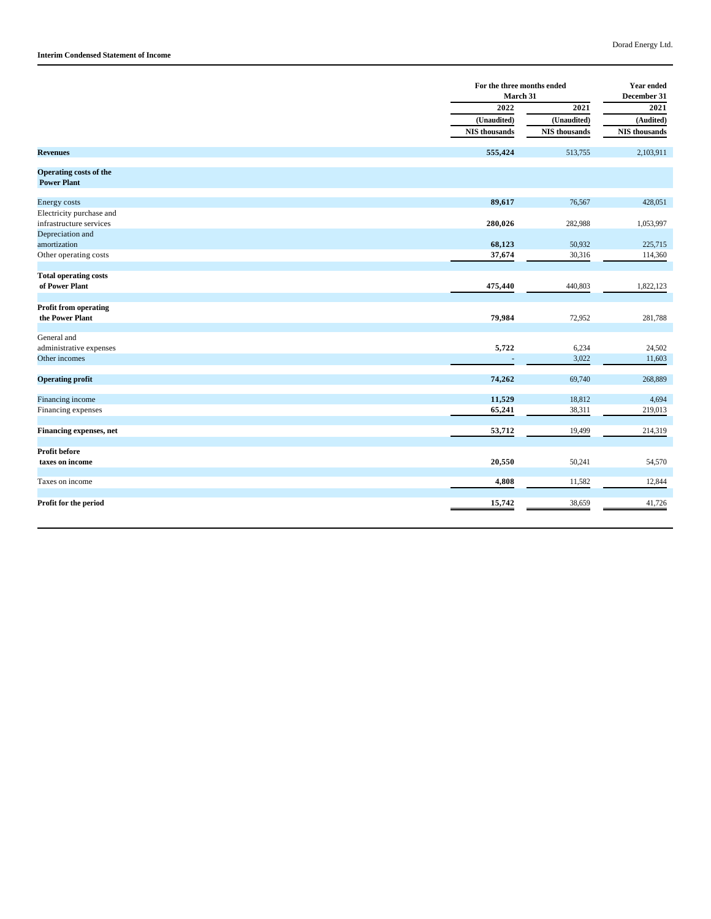**Interim Condensed Statement of Income**

| | For the three months ended March 31 | | Year ended December 31 |
|---|---|---|---|
| | 2022 | 2021 | 2021 |
| | (Unaudited) | (Unaudited) | (Audited) |
| | NIS thousands | NIS thousands | NIS thousands |
| **Revenues** | **555,424** | 513,755 | 2,103,911 |
| **Operating costs of the Power Plant** | | | |
| Energy costs | **89,617** | 76,567 | 428,051 |
| Electricity purchase and infrastructure services | **280,026** | 282,988 | 1,053,997 |
| Depreciation and amortization | **68,123** | 50,932 | 225,715 |
| Other operating costs | **37,674** | 30,316 | 114,360 |
| **Total operating costs of Power Plant** | **475,440** | 440,803 | 1,822,123 |
| **Profit from operating the Power Plant** | **79,984** | 72,952 | 281,788 |
| General and administrative expenses | **5,722** | 6,234 | 24,502 |
| Other incomes | - | 3,022 | 11,603 |
| **Operating profit** | **74,262** | 69,740 | 268,889 |
| Financing income | **11,529** | 18,812 | 4,694 |
| Financing expenses | **65,241** | 38,311 | 219,013 |
| **Financing expenses, net** | **53,712** | 19,499 | 214,319 |
| **Profit before taxes on income** | **20,550** | 50,241 | 54,570 |
| Taxes on income | **4,808** | 11,582 | 12,844 |
| **Profit for the period** | **15,742** | 38,659 | 41,726 |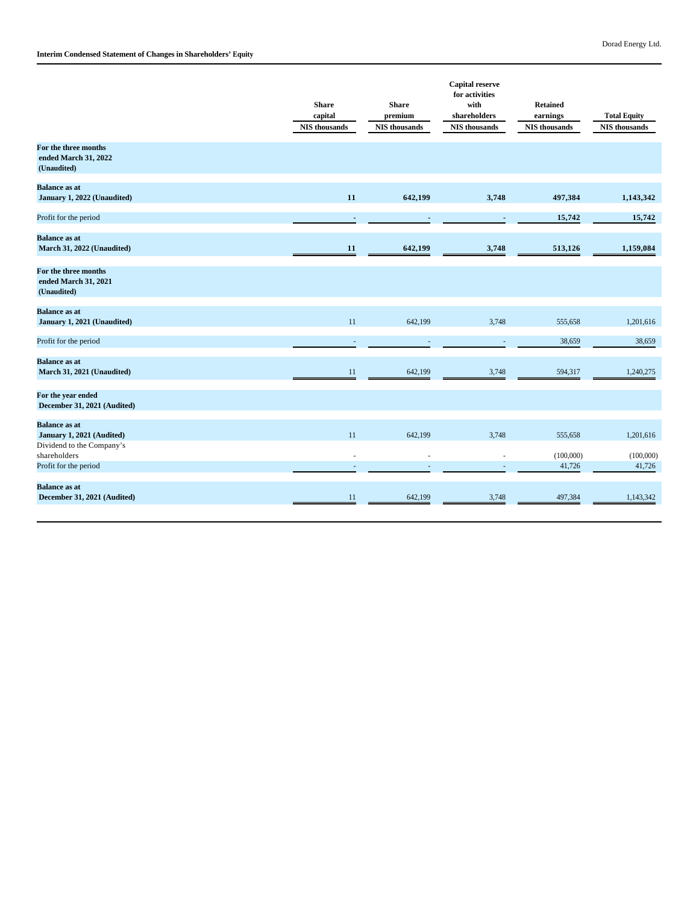## Interim Condensed Statement of Changes in Shareholders' Equity

| | Share capital | Share premium | Capital reserve for activities with shareholders | Retained earnings | Total Equity |
|---|---|---|---|---|---|
| | NIS thousands | NIS thousands | NIS thousands | NIS thousands | NIS thousands |
| **For the three months ended March 31, 2022 (Unaudited)** | | | | | |
| **Balance as at January 1, 2022 (Unaudited)** | **11** | **642,199** | **3,748** | **497,384** | **1,143,342** |
| Profit for the period | - | - | - | **15,742** | **15,742** |
| **Balance as at March 31, 2022 (Unaudited)** | **11** | **642,199** | **3,748** | **513,126** | **1,159,084** |
| **For the three months ended March 31, 2021 (Unaudited)** | | | | | |
| **Balance as at January 1, 2021 (Unaudited)** | 11 | 642,199 | 3,748 | 555,658 | 1,201,616 |
| Profit for the period | - | - | - | 38,659 | 38,659 |
| **Balance as at March 31, 2021 (Unaudited)** | 11 | 642,199 | 3,748 | 594,317 | 1,240,275 |
| **For the year ended December 31, 2021 (Audited)** | | | | | |
| **Balance as at January 1, 2021 (Audited)** | 11 | 642,199 | 3,748 | 555,658 | 1,201,616 |
| Dividend to the Company's shareholders | - | - | - | (100,000) | (100,000) |
| Profit for the period | - | - | - | 41,726 | 41,726 |
| **Balance as at December 31, 2021 (Audited)** | 11 | 642,199 | 3,748 | 497,384 | 1,143,342 |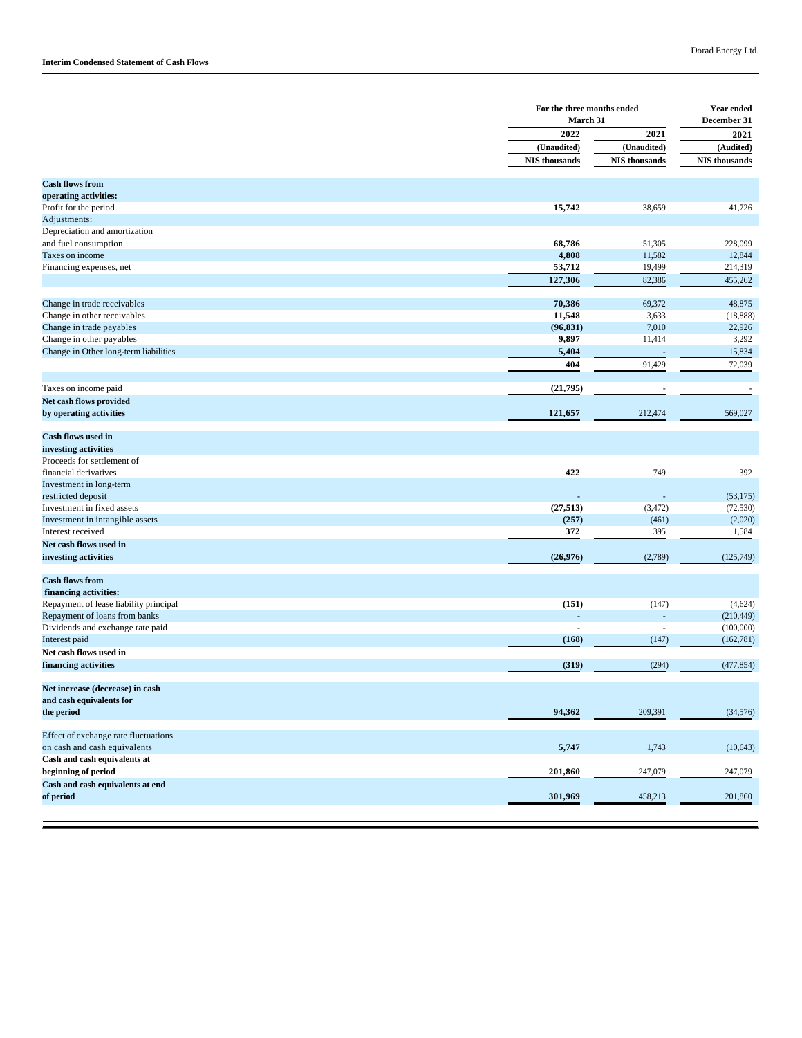Dorad Energy Ltd.

## Interim Condensed Statement of Cash Flows

| | For the three months ended March 31 | | Year ended December 31 |
|---|---|---|---|
| | 2022 | 2021 | 2021 |
| | (Unaudited) | (Unaudited) | (Audited) |
| | NIS thousands | NIS thousands | NIS thousands |
| **Cash flows from operating activities:** | | | |
| Profit for the period | **15,742** | 38,659 | 41,726 |
| Adjustments: | | | |
| Depreciation and amortization and fuel consumption | **68,786** | 51,305 | 228,099 |
| Taxes on income | **4,808** | 11,582 | 12,844 |
| Financing expenses, net | **53,712** | 19,499 | 214,319 |
| | **127,306** | 82,386 | 455,262 |
| Change in trade receivables | **70,386** | 69,372 | 48,875 |
| Change in other receivables | **11,548** | 3,633 | (18,888) |
| Change in trade payables | **(96,831)** | 7,010 | 22,926 |
| Change in other payables | **9,897** | 11,414 | 3,292 |
| Change in Other long-term liabilities | **5,404** | - | 15,834 |
| | **404** | 91,429 | 72,039 |
| Taxes on income paid | **(21,795)** | - | - |
| **Net cash flows provided by operating activities** | **121,657** | 212,474 | 569,027 |
| **Cash flows used in investing activities** | | | |
| Proceeds for settlement of financial derivatives | **422** | 749 | 392 |
| Investment in long-term restricted deposit | **-** | - | (53,175) |
| Investment in fixed assets | **(27,513)** | (3,472) | (72,530) |
| Investment in intangible assets | **(257)** | (461) | (2,020) |
| Interest received | **372** | 395 | 1,584 |
| **Net cash flows used in investing activities** | **(26,976)** | (2,789) | (125,749) |
| **Cash flows from financing activities:** | | | |
| Repayment of lease liability principal | **(151)** | (147) | (4,624) |
| Repayment of loans from banks | **-** | - | (210,449) |
| Dividends and exchange rate paid | - | - | (100,000) |
| Interest paid | **(168)** | (147) | (162,781) |
| **Net cash flows used in financing activities** | **(319)** | (294) | (477,854) |
| **Net increase (decrease) in cash and cash equivalents for the period** | **94,362** | 209,391 | (34,576) |
| Effect of exchange rate fluctuations on cash and cash equivalents | **5,747** | 1,743 | (10,643) |
| **Cash and cash equivalents at beginning of period** | **201,860** | 247,079 | 247,079 |
| **Cash and cash equivalents at end of period** | **301,969** | 458,213 | 201,860 |